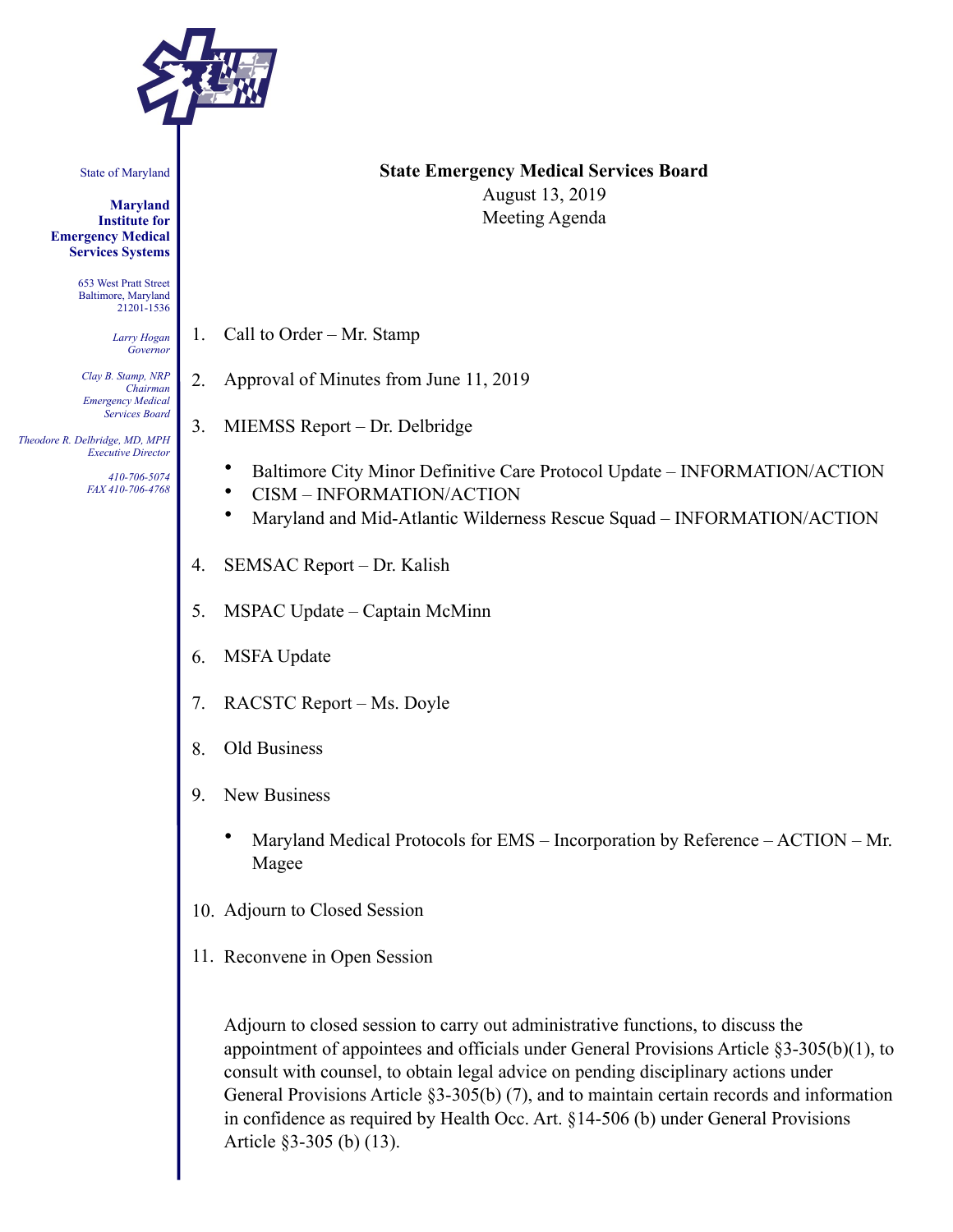State of Maryland

**Maryland Institute for Emergency Medical Services Systems**

653 West Pratt Street
Baltimore, Maryland
21201-1536

*Larry Hogan*
*Governor*

*Clay B. Stamp, NRP*
*Chairman*
*Emergency Medical Services Board*

*Theodore R. Delbridge, MD, MPH*
*Executive Director*

*410-706-5074*
*FAX 410-706-4768*

**State Emergency Medical Services Board**
August 13, 2019
Meeting Agenda

1. Call to Order – Mr. Stamp
2. Approval of Minutes from June 11, 2019
3. MIEMSS Report – Dr. Delbridge
   - Baltimore City Minor Definitive Care Protocol Update – INFORMATION/ACTION
   - CISM – INFORMATION/ACTION
   - Maryland and Mid-Atlantic Wilderness Rescue Squad – INFORMATION/ACTION
4. SEMSAC Report – Dr. Kalish
5. MSPAC Update – Captain McMinn
6. MSFA Update
7. RACSTC Report – Ms. Doyle
8. Old Business
9. New Business
   - Maryland Medical Protocols for EMS – Incorporation by Reference – ACTION – Mr. Magee
10. Adjourn to Closed Session
11. Reconvene in Open Session

Adjourn to closed session to carry out administrative functions, to discuss the appointment of appointees and officials under General Provisions Article §3-305(b)(1), to consult with counsel, to obtain legal advice on pending disciplinary actions under General Provisions Article §3-305(b) (7), and to maintain certain records and information in confidence as required by Health Occ. Art. §14-506 (b) under General Provisions Article §3-305 (b) (13).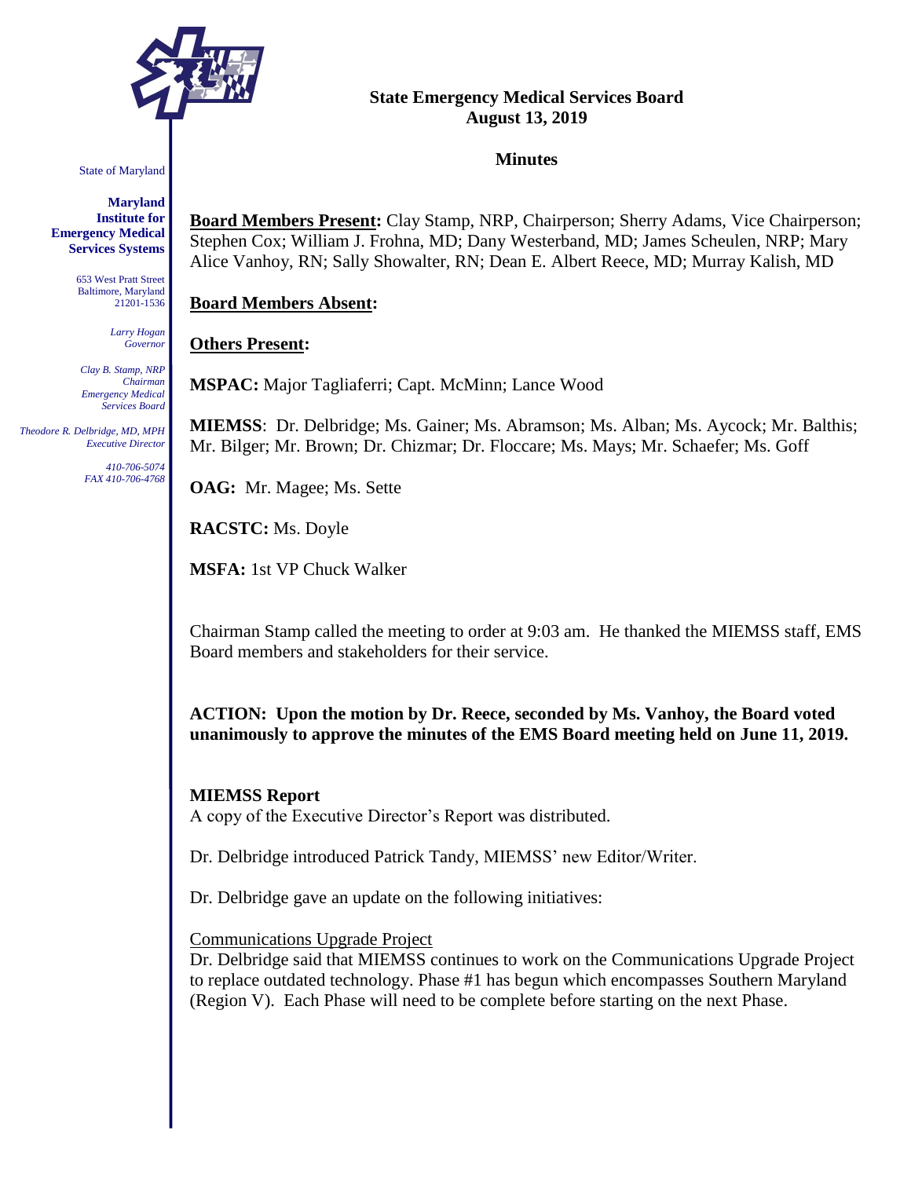State of Maryland

**Maryland Institute for Emergency Medical Services Systems**

653 West Pratt Street
Baltimore, Maryland
21201-1536

*Larry Hogan*
*Governor*

*Clay B. Stamp, NRP*
*Chairman*
*Emergency Medical Services Board*

*Theodore R. Delbridge, MD, MPH*
*Executive Director*

*410-706-5074*
*FAX 410-706-4768*

**State Emergency Medical Services Board**
**August 13, 2019**

**Minutes**

**Board Members Present:** Clay Stamp, NRP, Chairperson; Sherry Adams, Vice Chairperson; Stephen Cox; William J. Frohna, MD; Dany Westerband, MD; James Scheulen, NRP; Mary Alice Vanhoy, RN; Sally Showalter, RN; Dean E. Albert Reece, MD; Murray Kalish, MD

**Board Members Absent:**

**Others Present:**

**MSPAC:** Major Tagliaferri; Capt. McMinn; Lance Wood

**MIEMSS**: Dr. Delbridge; Ms. Gainer; Ms. Abramson; Ms. Alban; Ms. Aycock; Mr. Balthis; Mr. Bilger; Mr. Brown; Dr. Chizmar; Dr. Floccare; Ms. Mays; Mr. Schaefer; Ms. Goff

**OAG:** Mr. Magee; Ms. Sette

**RACSTC:** Ms. Doyle

**MSFA:** 1st VP Chuck Walker

Chairman Stamp called the meeting to order at 9:03 am. He thanked the MIEMSS staff, EMS Board members and stakeholders for their service.

**ACTION: Upon the motion by Dr. Reece, seconded by Ms. Vanhoy, the Board voted unanimously to approve the minutes of the EMS Board meeting held on June 11, 2019.**

**MIEMSS Report**
A copy of the Executive Director's Report was distributed.

Dr. Delbridge introduced Patrick Tandy, MIEMSS' new Editor/Writer.

Dr. Delbridge gave an update on the following initiatives:

Communications Upgrade Project
Dr. Delbridge said that MIEMSS continues to work on the Communications Upgrade Project to replace outdated technology. Phase #1 has begun which encompasses Southern Maryland (Region V). Each Phase will need to be complete before starting on the next Phase.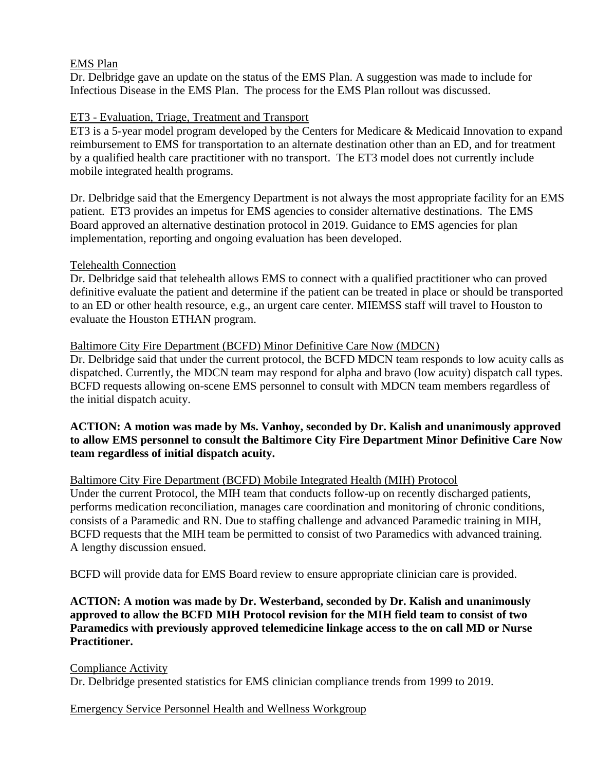EMS Plan

Dr. Delbridge gave an update on the status of the EMS Plan. A suggestion was made to include for Infectious Disease in the EMS Plan. The process for the EMS Plan rollout was discussed.

ET3 - Evaluation, Triage, Treatment and Transport

ET3 is a 5-year model program developed by the Centers for Medicare & Medicaid Innovation to expand reimbursement to EMS for transportation to an alternate destination other than an ED, and for treatment by a qualified health care practitioner with no transport. The ET3 model does not currently include mobile integrated health programs.

Dr. Delbridge said that the Emergency Department is not always the most appropriate facility for an EMS patient. ET3 provides an impetus for EMS agencies to consider alternative destinations. The EMS Board approved an alternative destination protocol in 2019. Guidance to EMS agencies for plan implementation, reporting and ongoing evaluation has been developed.

Telehealth Connection

Dr. Delbridge said that telehealth allows EMS to connect with a qualified practitioner who can proved definitive evaluate the patient and determine if the patient can be treated in place or should be transported to an ED or other health resource, e.g., an urgent care center. MIEMSS staff will travel to Houston to evaluate the Houston ETHAN program.

Baltimore City Fire Department (BCFD) Minor Definitive Care Now (MDCN)

Dr. Delbridge said that under the current protocol, the BCFD MDCN team responds to low acuity calls as dispatched. Currently, the MDCN team may respond for alpha and bravo (low acuity) dispatch call types. BCFD requests allowing on-scene EMS personnel to consult with MDCN team members regardless of the initial dispatch acuity.

**ACTION: A motion was made by Ms. Vanhoy, seconded by Dr. Kalish and unanimously approved to allow EMS personnel to consult the Baltimore City Fire Department Minor Definitive Care Now team regardless of initial dispatch acuity.**

Baltimore City Fire Department (BCFD) Mobile Integrated Health (MIH) Protocol

Under the current Protocol, the MIH team that conducts follow-up on recently discharged patients, performs medication reconciliation, manages care coordination and monitoring of chronic conditions, consists of a Paramedic and RN. Due to staffing challenge and advanced Paramedic training in MIH, BCFD requests that the MIH team be permitted to consist of two Paramedics with advanced training. A lengthy discussion ensued.

BCFD will provide data for EMS Board review to ensure appropriate clinician care is provided.

**ACTION: A motion was made by Dr. Westerband, seconded by Dr. Kalish and unanimously approved to allow the BCFD MIH Protocol revision for the MIH field team to consist of two Paramedics with previously approved telemedicine linkage access to the on call MD or Nurse Practitioner.**

Compliance Activity

Dr. Delbridge presented statistics for EMS clinician compliance trends from 1999 to 2019.

Emergency Service Personnel Health and Wellness Workgroup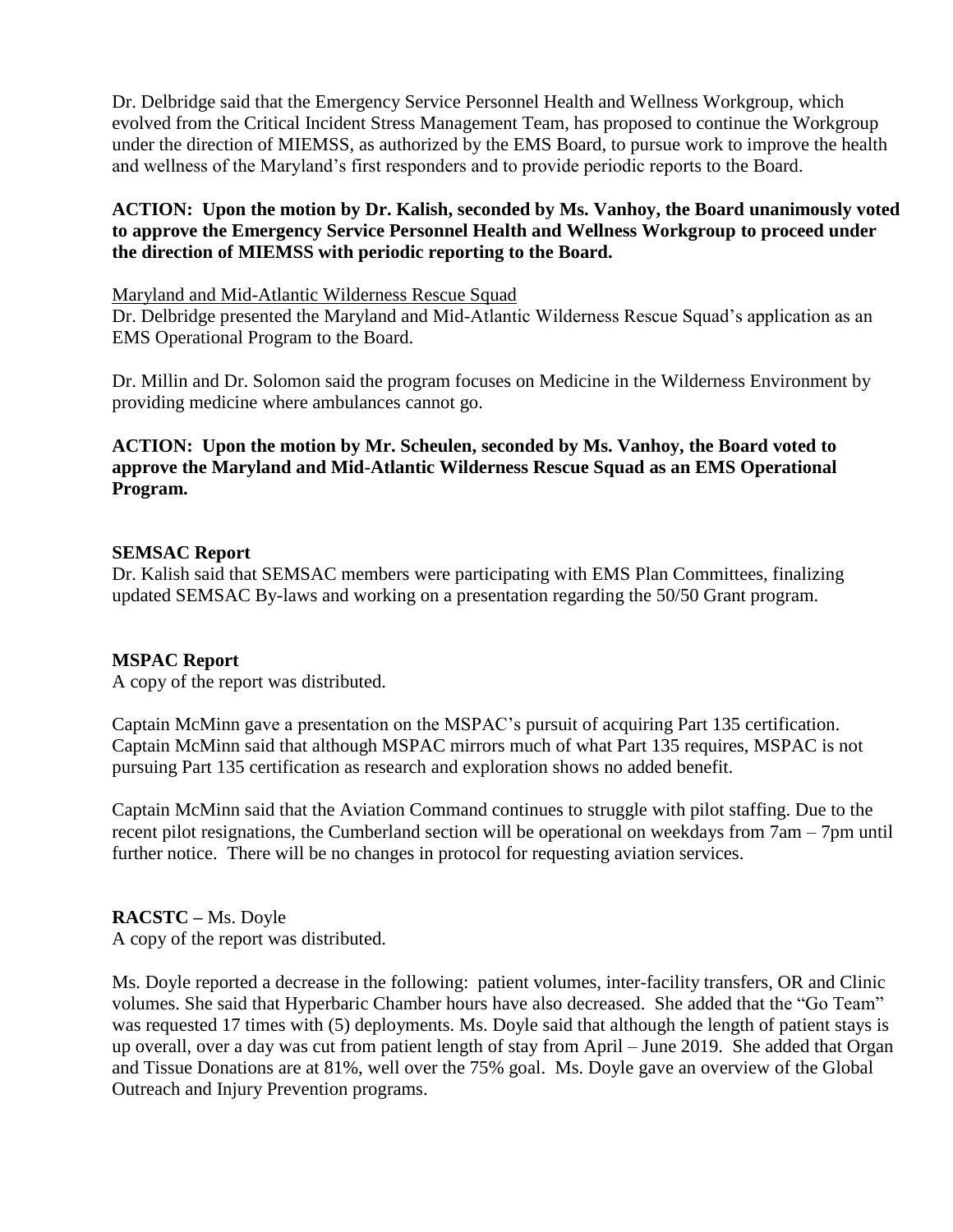Dr. Delbridge said that the Emergency Service Personnel Health and Wellness Workgroup, which evolved from the Critical Incident Stress Management Team, has proposed to continue the Workgroup under the direction of MIEMSS, as authorized by the EMS Board, to pursue work to improve the health and wellness of the Maryland's first responders and to provide periodic reports to the Board.

**ACTION: Upon the motion by Dr. Kalish, seconded by Ms. Vanhoy, the Board unanimously voted to approve the Emergency Service Personnel Health and Wellness Workgroup to proceed under the direction of MIEMSS with periodic reporting to the Board.**

Maryland and Mid-Atlantic Wilderness Rescue Squad

Dr. Delbridge presented the Maryland and Mid-Atlantic Wilderness Rescue Squad's application as an EMS Operational Program to the Board.

Dr. Millin and Dr. Solomon said the program focuses on Medicine in the Wilderness Environment by providing medicine where ambulances cannot go.

**ACTION: Upon the motion by Mr. Scheulen, seconded by Ms. Vanhoy, the Board voted to approve the Maryland and Mid-Atlantic Wilderness Rescue Squad as an EMS Operational Program.**

**SEMSAC Report**

Dr. Kalish said that SEMSAC members were participating with EMS Plan Committees, finalizing updated SEMSAC By-laws and working on a presentation regarding the 50/50 Grant program.

**MSPAC Report**

A copy of the report was distributed.

Captain McMinn gave a presentation on the MSPAC's pursuit of acquiring Part 135 certification. Captain McMinn said that although MSPAC mirrors much of what Part 135 requires, MSPAC is not pursuing Part 135 certification as research and exploration shows no added benefit.

Captain McMinn said that the Aviation Command continues to struggle with pilot staffing. Due to the recent pilot resignations, the Cumberland section will be operational on weekdays from 7am – 7pm until further notice. There will be no changes in protocol for requesting aviation services.

**RACSTC –** Ms. Doyle

A copy of the report was distributed.

Ms. Doyle reported a decrease in the following: patient volumes, inter-facility transfers, OR and Clinic volumes. She said that Hyperbaric Chamber hours have also decreased. She added that the "Go Team" was requested 17 times with (5) deployments. Ms. Doyle said that although the length of patient stays is up overall, over a day was cut from patient length of stay from April – June 2019. She added that Organ and Tissue Donations are at 81%, well over the 75% goal. Ms. Doyle gave an overview of the Global Outreach and Injury Prevention programs.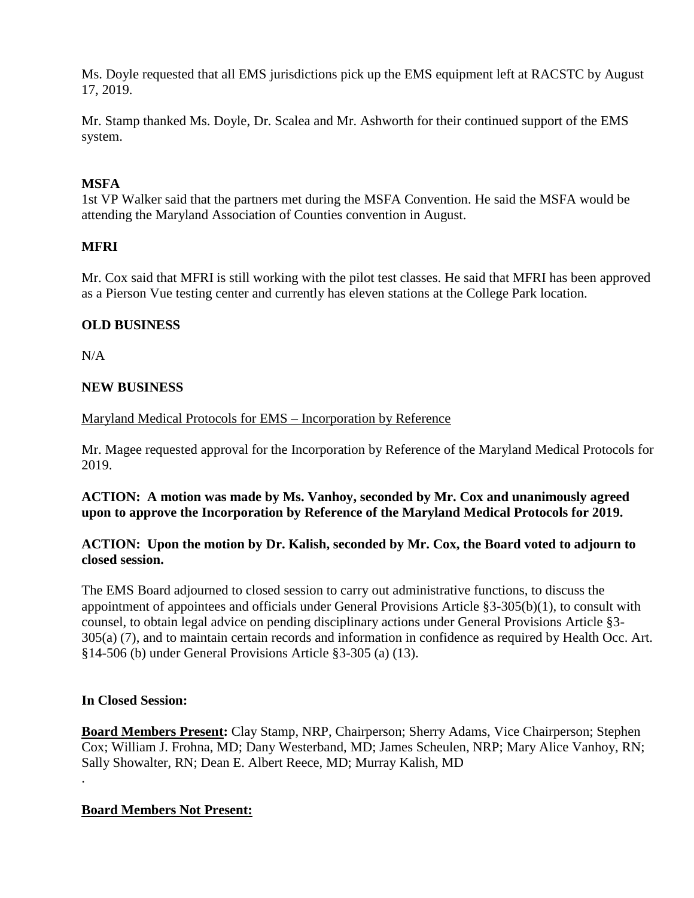Ms. Doyle requested that all EMS jurisdictions pick up the EMS equipment left at RACSTC by August 17, 2019.

Mr. Stamp thanked Ms. Doyle, Dr. Scalea and Mr. Ashworth for their continued support of the EMS system.

**MSFA**

1st VP Walker said that the partners met during the MSFA Convention. He said the MSFA would be attending the Maryland Association of Counties convention in August.

**MFRI**

Mr. Cox said that MFRI is still working with the pilot test classes. He said that MFRI has been approved as a Pierson Vue testing center and currently has eleven stations at the College Park location.

**OLD BUSINESS**

N/A

**NEW BUSINESS**

Maryland Medical Protocols for EMS – Incorporation by Reference

Mr. Magee requested approval for the Incorporation by Reference of the Maryland Medical Protocols for 2019.

**ACTION: A motion was made by Ms. Vanhoy, seconded by Mr. Cox and unanimously agreed upon to approve the Incorporation by Reference of the Maryland Medical Protocols for 2019.**

**ACTION: Upon the motion by Dr. Kalish, seconded by Mr. Cox, the Board voted to adjourn to closed session.**

The EMS Board adjourned to closed session to carry out administrative functions, to discuss the appointment of appointees and officials under General Provisions Article §3-305(b)(1), to consult with counsel, to obtain legal advice on pending disciplinary actions under General Provisions Article §3-305(a) (7), and to maintain certain records and information in confidence as required by Health Occ. Art. §14-506 (b) under General Provisions Article §3-305 (a) (13).

**In Closed Session:**

**Board Members Present:** Clay Stamp, NRP, Chairperson; Sherry Adams, Vice Chairperson; Stephen Cox; William J. Frohna, MD; Dany Westerband, MD; James Scheulen, NRP; Mary Alice Vanhoy, RN; Sally Showalter, RN; Dean E. Albert Reece, MD; Murray Kalish, MD

.

**Board Members Not Present:**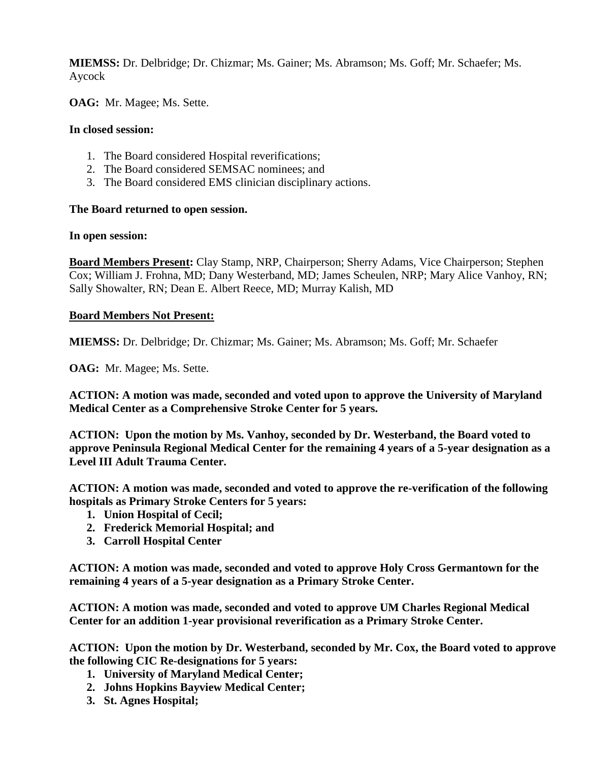**MIEMSS:** Dr. Delbridge; Dr. Chizmar; Ms. Gainer; Ms. Abramson; Ms. Goff; Mr. Schaefer; Ms. Aycock

**OAG:** Mr. Magee; Ms. Sette.

**In closed session:**

1. The Board considered Hospital reverifications;
2. The Board considered SEMSAC nominees; and
3. The Board considered EMS clinician disciplinary actions.

**The Board returned to open session.**

**In open session:**

**Board Members Present:** Clay Stamp, NRP, Chairperson; Sherry Adams, Vice Chairperson; Stephen Cox; William J. Frohna, MD; Dany Westerband, MD; James Scheulen, NRP; Mary Alice Vanhoy, RN; Sally Showalter, RN; Dean E. Albert Reece, MD; Murray Kalish, MD

**Board Members Not Present:**

**MIEMSS:** Dr. Delbridge; Dr. Chizmar; Ms. Gainer; Ms. Abramson; Ms. Goff; Mr. Schaefer

**OAG:** Mr. Magee; Ms. Sette.

**ACTION: A motion was made, seconded and voted upon to approve the University of Maryland Medical Center as a Comprehensive Stroke Center for 5 years.**

**ACTION: Upon the motion by Ms. Vanhoy, seconded by Dr. Westerband, the Board voted to approve Peninsula Regional Medical Center for the remaining 4 years of a 5-year designation as a Level III Adult Trauma Center.**

**ACTION: A motion was made, seconded and voted to approve the re-verification of the following hospitals as Primary Stroke Centers for 5 years:**

1. **Union Hospital of Cecil;**
2. **Frederick Memorial Hospital; and**
3. **Carroll Hospital Center**

**ACTION: A motion was made, seconded and voted to approve Holy Cross Germantown for the remaining 4 years of a 5-year designation as a Primary Stroke Center.**

**ACTION: A motion was made, seconded and voted to approve UM Charles Regional Medical Center for an addition 1-year provisional reverification as a Primary Stroke Center.**

**ACTION: Upon the motion by Dr. Westerband, seconded by Mr. Cox, the Board voted to approve the following CIC Re-designations for 5 years:**

1. **University of Maryland Medical Center;**
2. **Johns Hopkins Bayview Medical Center;**
3. **St. Agnes Hospital;**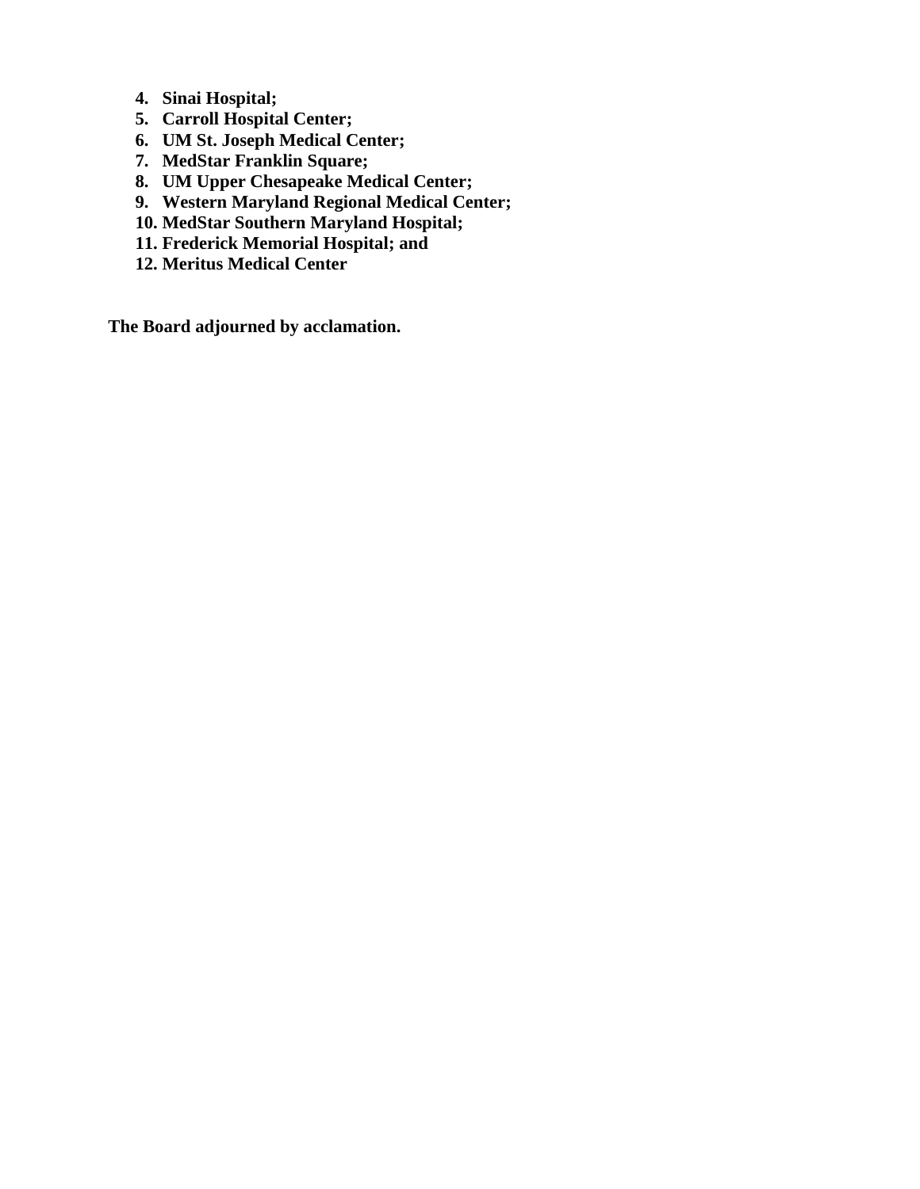4. **Sinai Hospital;**
5. **Carroll Hospital Center;**
6. **UM St. Joseph Medical Center;**
7. **MedStar Franklin Square;**
8. **UM Upper Chesapeake Medical Center;**
9. **Western Maryland Regional Medical Center;**
10. **MedStar Southern Maryland Hospital;**
11. **Frederick Memorial Hospital; and**
12. **Meritus Medical Center**

**The Board adjourned by acclamation.**